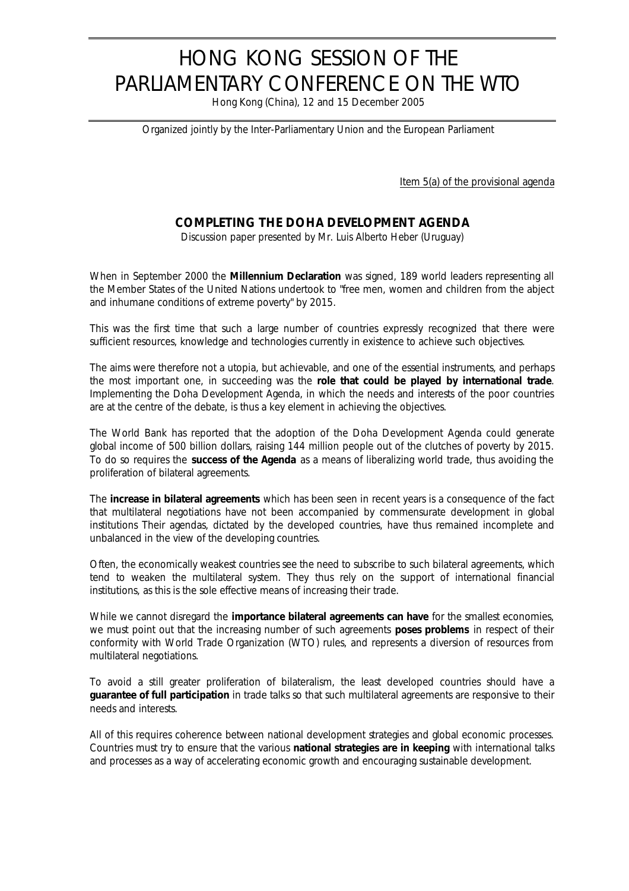# HONG KONG SESSION OF THE PARLIAMENTARY CONFERENCE ON THE WTO

Hong Kong (China), 12 and 15 December 2005

Organized jointly by the Inter-Parliamentary Union and the European Parliament

Item 5(a) of the provisional agenda

## COMPLETING THE DOHA DEVELOPMENT AGENDA

Discussion paper presented by Mr. Luis Alberto Heber (Uruguay)

When in September 2000 the **Millennium Declaration** was signed, 189 world leaders representing all the Member States of the United Nations undertook to "free men, women and children from the abject and inhumane conditions of extreme poverty" by 2015.

This was the first time that such a large number of countries expressly recognized that there were sufficient resources, knowledge and technologies currently in existence to achieve such objectives.

The aims were therefore not a utopia, but achievable, and one of the essential instruments, and perhaps the most important one, in succeeding was the **role that could be played by international trade**. Implementing the Doha Development Agenda, in which the needs and interests of the poor countries are at the centre of the debate, is thus a key element in achieving the objectives.

The World Bank has reported that the adoption of the Doha Development Agenda could generate global income of 500 billion dollars, raising 144 million people out of the clutches of poverty by 2015. To do so requires the **success of the Agenda** as a means of liberalizing world trade, thus avoiding the proliferation of bilateral agreements.

The **increase in bilateral agreements** which has been seen in recent years is a consequence of the fact that multilateral negotiations have not been accompanied by commensurate development in global institutions Their agendas, dictated by the developed countries, have thus remained incomplete and unbalanced in the view of the developing countries.

Often, the economically weakest countries see the need to subscribe to such bilateral agreements, which tend to weaken the multilateral system. They thus rely on the support of international financial institutions, as this is the sole effective means of increasing their trade.

While we cannot disregard the **importance bilateral agreements can have** for the smallest economies, we must point out that the increasing number of such agreements **poses problems** in respect of their conformity with World Trade Organization (WTO) rules, and represents a diversion of resources from multilateral negotiations.

To avoid a still greater proliferation of bilateralism, the least developed countries should have a **guarantee of full participation** in trade talks so that such multilateral agreements are responsive to their needs and interests.

All of this requires coherence between national development strategies and global economic processes. Countries must try to ensure that the various **national strategies are in keeping** with international talks and processes as a way of accelerating economic growth and encouraging sustainable development.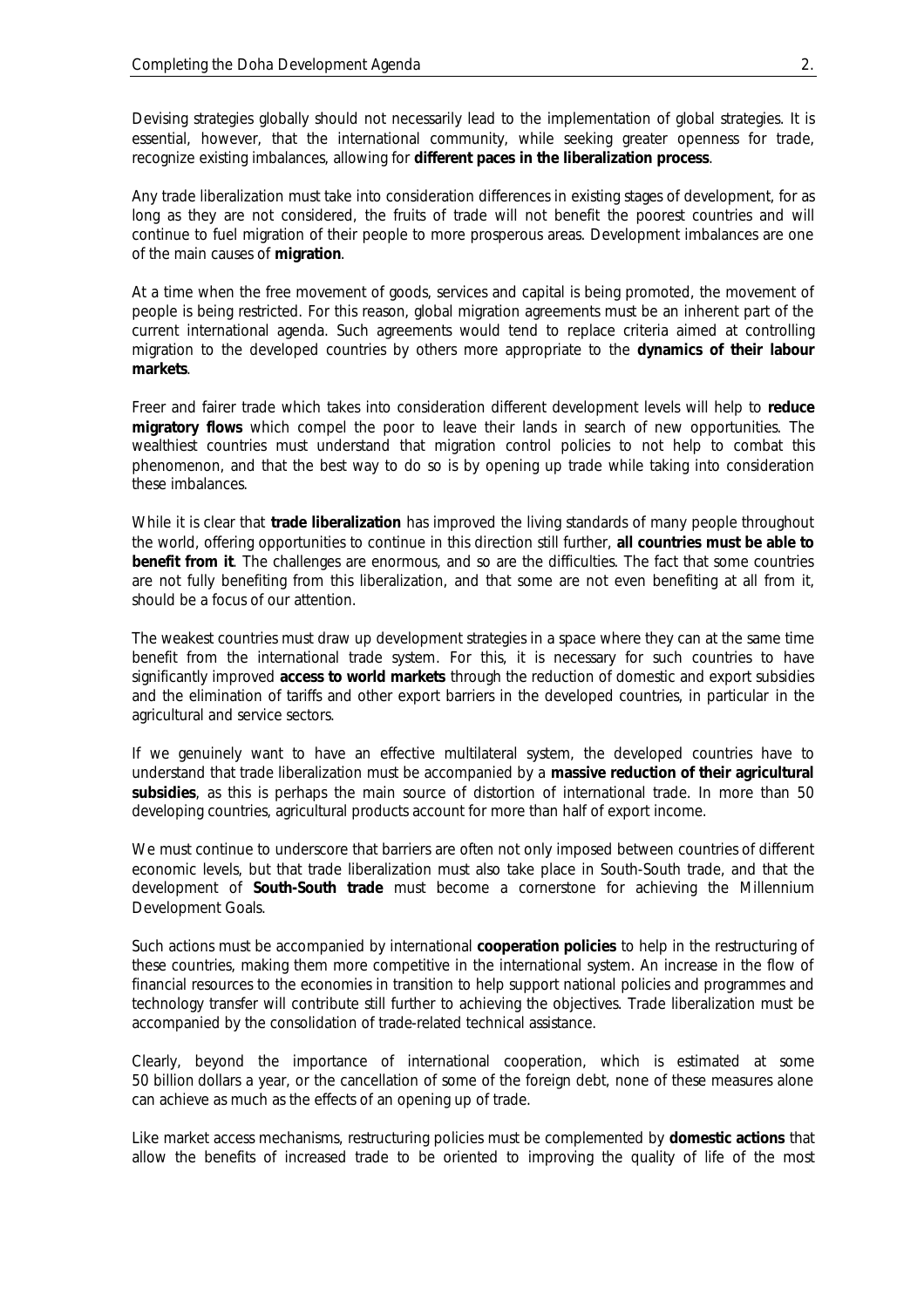Devising strategies globally should not necessarily lead to the implementation of global strategies. It is essential, however, that the international community, while seeking greater openness for trade, recognize existing imbalances, allowing for **different paces in the liberalization process**.

Any trade liberalization must take into consideration differences in existing stages of development, for as long as they are not considered, the fruits of trade will not benefit the poorest countries and will continue to fuel migration of their people to more prosperous areas. Development imbalances are one of the main causes of **migration**.

At a time when the free movement of goods, services and capital is being promoted, the movement of people is being restricted. For this reason, global migration agreements must be an inherent part of the current international agenda. Such agreements would tend to replace criteria aimed at controlling migration to the developed countries by others more appropriate to the **dynamics of their labour markets**.

Freer and fairer trade which takes into consideration different development levels will help to **reduce migratory flows** which compel the poor to leave their lands in search of new opportunities. The wealthiest countries must understand that migration control policies to not help to combat this phenomenon, and that the best way to do so is by opening up trade while taking into consideration these imbalances.

While it is clear that **trade liberalization** has improved the living standards of many people throughout the world, offering opportunities to continue in this direction still further, **all countries must be able to benefit from it**. The challenges are enormous, and so are the difficulties. The fact that some countries are not fully benefiting from this liberalization, and that some are not even benefiting at all from it, should be a focus of our attention.

The weakest countries must draw up development strategies in a space where they can at the same time benefit from the international trade system. For this, it is necessary for such countries to have significantly improved **access to world markets** through the reduction of domestic and export subsidies and the elimination of tariffs and other export barriers in the developed countries, in particular in the agricultural and service sectors.

If we genuinely want to have an effective multilateral system, the developed countries have to understand that trade liberalization must be accompanied by a **massive reduction of their agricultural subsidies**, as this is perhaps the main source of distortion of international trade. In more than 50 developing countries, agricultural products account for more than half of export income.

We must continue to underscore that barriers are often not only imposed between countries of different economic levels, but that trade liberalization must also take place in South-South trade, and that the development of **South-South trade** must become a cornerstone for achieving the Millennium Development Goals.

Such actions must be accompanied by international **cooperation policies** to help in the restructuring of these countries, making them more competitive in the international system. An increase in the flow of financial resources to the economies in transition to help support national policies and programmes and technology transfer will contribute still further to achieving the objectives. Trade liberalization must be accompanied by the consolidation of trade-related technical assistance.

Clearly, beyond the importance of international cooperation, which is estimated at some 50 billion dollars a year, or the cancellation of some of the foreign debt, none of these measures alone can achieve as much as the effects of an opening up of trade.

Like market access mechanisms, restructuring policies must be complemented by **domestic actions** that allow the benefits of increased trade to be oriented to improving the quality of life of the most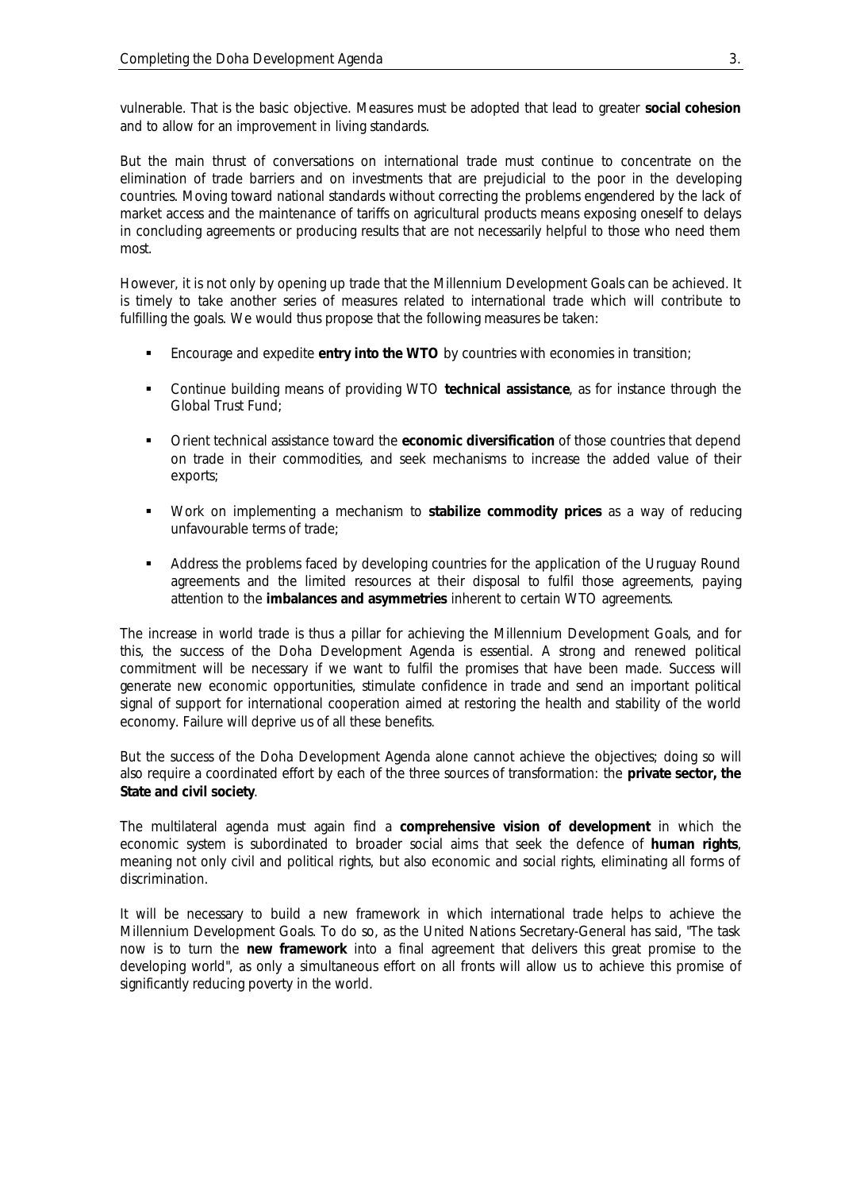vulnerable. That is the basic objective. Measures must be adopted that lead to greater **social cohesion** and to allow for an improvement in living standards.

But the main thrust of conversations on international trade must continue to concentrate on the elimination of trade barriers and on investments that are prejudicial to the poor in the developing countries. Moving toward national standards without correcting the problems engendered by the lack of market access and the maintenance of tariffs on agricultural products means exposing oneself to delays in concluding agreements or producing results that are not necessarily helpful to those who need them most.

However, it is not only by opening up trade that the Millennium Development Goals can be achieved. It is timely to take another series of measures related to international trade which will contribute to fulfilling the goals. We would thus propose that the following measures be taken:

- Encourage and expedite **entry into the WTO** by countries with economies in transition;
- Continue building means of providing WTO **technical assistance**, as for instance through the Global Trust Fund;
- Orient technical assistance toward the **economic diversification** of those countries that depend on trade in their commodities, and seek mechanisms to increase the added value of their exports;
- Work on implementing a mechanism to **stabilize commodity prices** as a way of reducing unfavourable terms of trade;
- Address the problems faced by developing countries for the application of the Uruguay Round agreements and the limited resources at their disposal to fulfil those agreements, paying attention to the **imbalances and asymmetries** inherent to certain WTO agreements.

The increase in world trade is thus a pillar for achieving the Millennium Development Goals, and for this, the success of the Doha Development Agenda is essential. A strong and renewed political commitment will be necessary if we want to fulfil the promises that have been made. Success will generate new economic opportunities, stimulate confidence in trade and send an important political signal of support for international cooperation aimed at restoring the health and stability of the world economy. Failure will deprive us of all these benefits.

But the success of the Doha Development Agenda alone cannot achieve the objectives; doing so will also require a coordinated effort by each of the three sources of transformation: the **private sector, the State and civil society**.

The multilateral agenda must again find a **comprehensive vision of development** in which the economic system is subordinated to broader social aims that seek the defence of **human rights**, meaning not only civil and political rights, but also economic and social rights, eliminating all forms of discrimination.

It will be necessary to build a new framework in which international trade helps to achieve the Millennium Development Goals. To do so, as the United Nations Secretary-General has said, "The task now is to turn the **new framework** into a final agreement that delivers this great promise to the developing world", as only a simultaneous effort on all fronts will allow us to achieve this promise of significantly reducing poverty in the world.